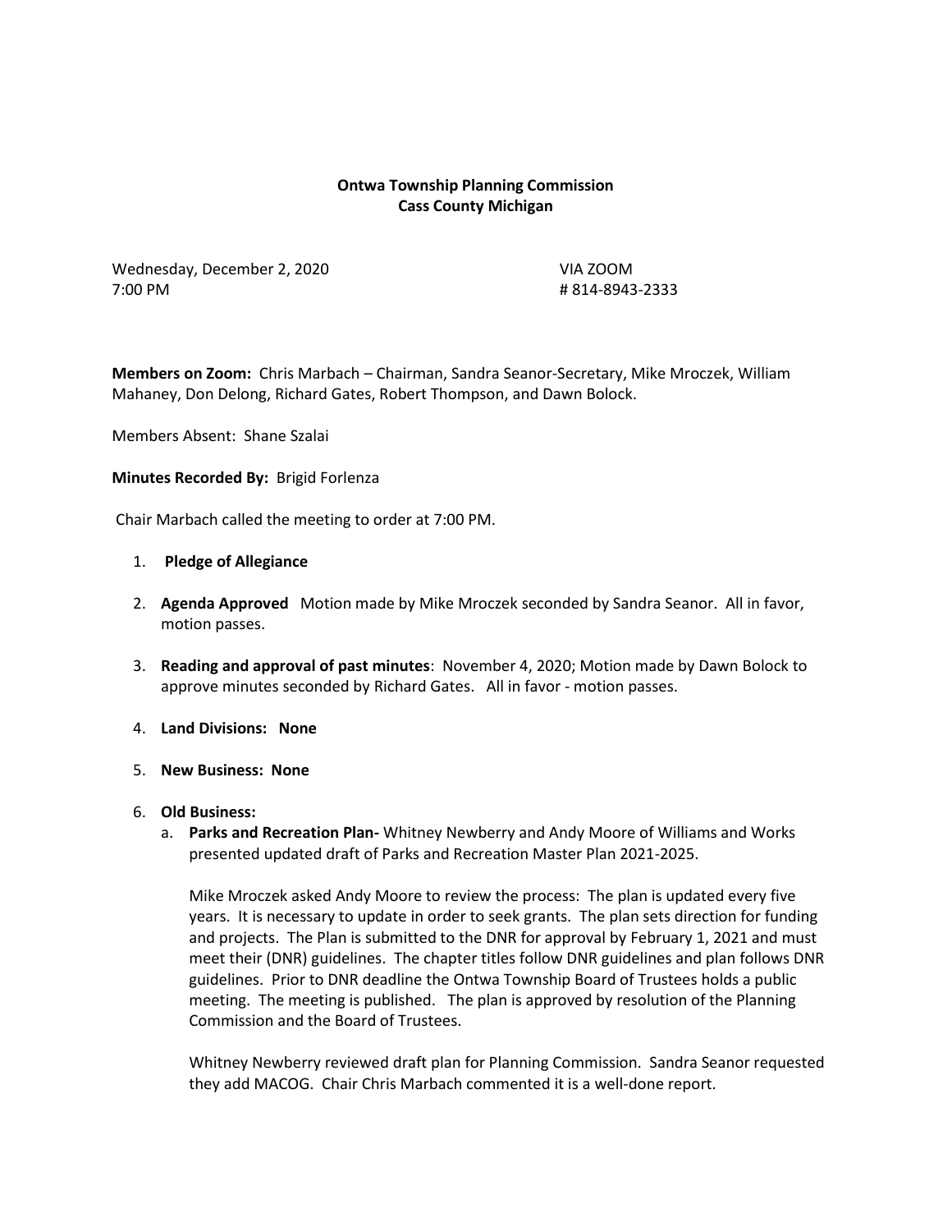**Ontwa Township Planning Commission**
**Cass County Michigan**

Wednesday, December 2, 2020 VIA ZOOM
7:00 PM # 814-8943-2333

**Members on Zoom:** Chris Marbach – Chairman, Sandra Seanor-Secretary, Mike Mroczek, William Mahaney, Don Delong, Richard Gates, Robert Thompson, and Dawn Bolock.

Members Absent: Shane Szalai

**Minutes Recorded By:** Brigid Forlenza

Chair Marbach called the meeting to order at 7:00 PM.

1. **Pledge of Allegiance**
2. **Agenda Approved** Motion made by Mike Mroczek seconded by Sandra Seanor. All in favor, motion passes.
3. **Reading and approval of past minutes**: November 4, 2020; Motion made by Dawn Bolock to approve minutes seconded by Richard Gates. All in favor - motion passes.
4. **Land Divisions: None**
5. **New Business: None**
6. **Old Business:**
   a. **Parks and Recreation Plan-** Whitney Newberry and Andy Moore of Williams and Works presented updated draft of Parks and Recreation Master Plan 2021-2025.

      Mike Mroczek asked Andy Moore to review the process: The plan is updated every five years. It is necessary to update in order to seek grants. The plan sets direction for funding and projects. The Plan is submitted to the DNR for approval by February 1, 2021 and must meet their (DNR) guidelines. The chapter titles follow DNR guidelines and plan follows DNR guidelines. Prior to DNR deadline the Ontwa Township Board of Trustees holds a public meeting. The meeting is published. The plan is approved by resolution of the Planning Commission and the Board of Trustees.

      Whitney Newberry reviewed draft plan for Planning Commission. Sandra Seanor requested they add MACOG. Chair Chris Marbach commented it is a well-done report.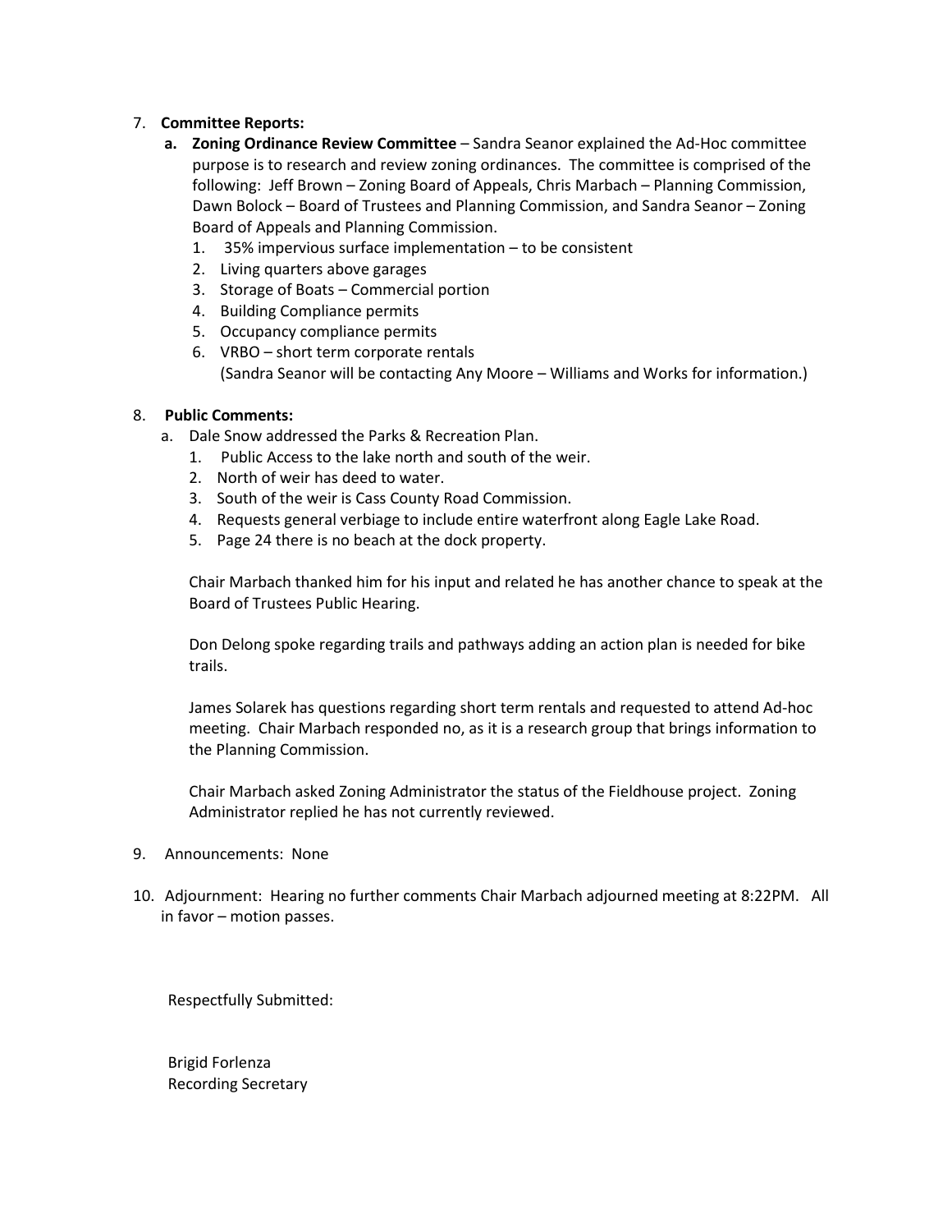7. **Committee Reports:**
   a. **Zoning Ordinance Review Committee** – Sandra Seanor explained the Ad-Hoc committee purpose is to research and review zoning ordinances. The committee is comprised of the following: Jeff Brown – Zoning Board of Appeals, Chris Marbach – Planning Commission, Dawn Bolock – Board of Trustees and Planning Commission, and Sandra Seanor – Zoning Board of Appeals and Planning Commission.
      1. 35% impervious surface implementation – to be consistent
      2. Living quarters above garages
      3. Storage of Boats – Commercial portion
      4. Building Compliance permits
      5. Occupancy compliance permits
      6. VRBO – short term corporate rentals
         (Sandra Seanor will be contacting Any Moore – Williams and Works for information.)

8. **Public Comments:**
   a. Dale Snow addressed the Parks & Recreation Plan.
      1. Public Access to the lake north and south of the weir.
      2. North of weir has deed to water.
      3. South of the weir is Cass County Road Commission.
      4. Requests general verbiage to include entire waterfront along Eagle Lake Road.
      5. Page 24 there is no beach at the dock property.

   Chair Marbach thanked him for his input and related he has another chance to speak at the Board of Trustees Public Hearing.

   Don Delong spoke regarding trails and pathways adding an action plan is needed for bike trails.

   James Solarek has questions regarding short term rentals and requested to attend Ad-hoc meeting. Chair Marbach responded no, as it is a research group that brings information to the Planning Commission.

   Chair Marbach asked Zoning Administrator the status of the Fieldhouse project. Zoning Administrator replied he has not currently reviewed.

9. Announcements: None

10. Adjournment: Hearing no further comments Chair Marbach adjourned meeting at 8:22PM. All in favor – motion passes.

Respectfully Submitted:

Brigid Forlenza
Recording Secretary